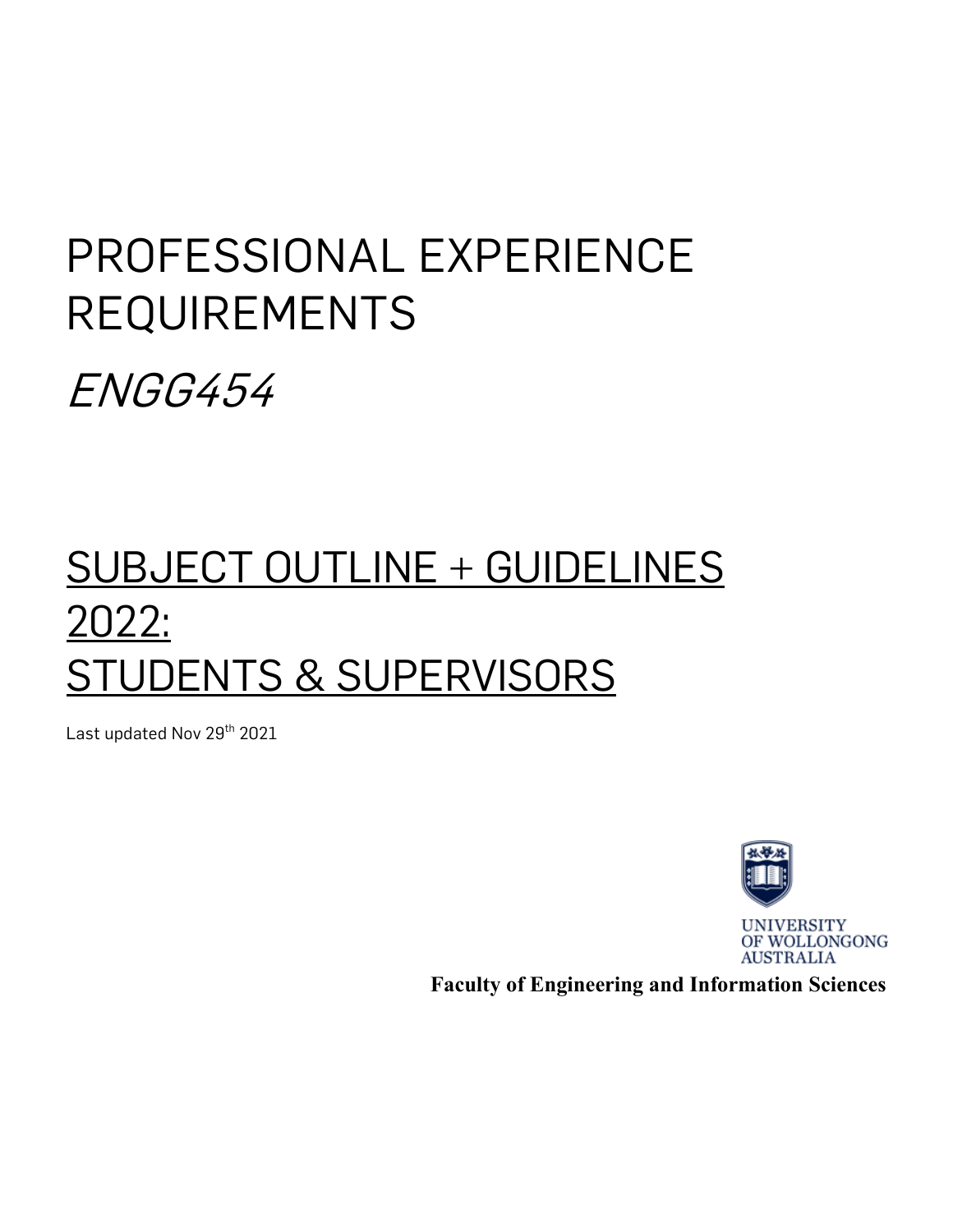# PROFESSIONAL EXPERIENCE REQUIREMENTS

*ENGG454*

## SUBJECT OUTLINE + GUIDELINES 2022: STUDENTS & SUPERVISORS

Last updated Nov 29th 2021

UNIVERSITY OF WOLLONGONG AUSTRALIA

**Faculty of Engineering and Information Sciences**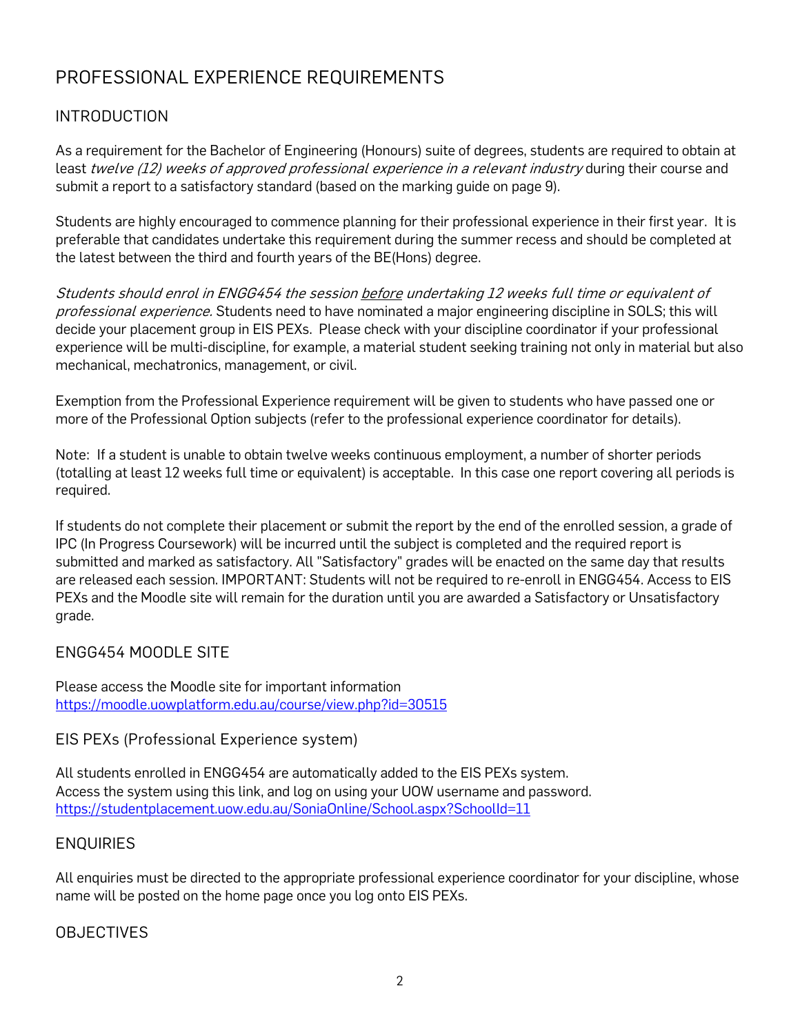# PROFESSIONAL EXPERIENCE REQUIREMENTS

## INTRODUCTION

As a requirement for the Bachelor of Engineering (Honours) suite of degrees, students are required to obtain at least *twelve (12) weeks of approved professional experience in a relevant industry* during their course and submit a report to a satisfactory standard (based on the marking guide on page 9).

Students are highly encouraged to commence planning for their professional experience in their first year. It is preferable that candidates undertake this requirement during the summer recess and should be completed at the latest between the third and fourth years of the BE(Hons) degree.

*Students should enrol in ENGG454 the session* *<u>before</u>* *undertaking 12 weeks full time or equivalent of professional experience.* Students need to have nominated a major engineering discipline in SOLS; this will decide your placement group in EIS PEXs. Please check with your discipline coordinator if your professional experience will be multi-discipline, for example, a material student seeking training not only in material but also mechanical, mechatronics, management, or civil.

Exemption from the Professional Experience requirement will be given to students who have passed one or more of the Professional Option subjects (refer to the professional experience coordinator for details).

Note: If a student is unable to obtain twelve weeks continuous employment, a number of shorter periods (totalling at least 12 weeks full time or equivalent) is acceptable. In this case one report covering all periods is required.

If students do not complete their placement or submit the report by the end of the enrolled session, a grade of IPC (In Progress Coursework) will be incurred until the subject is completed and the required report is submitted and marked as satisfactory. All "Satisfactory" grades will be enacted on the same day that results are released each session. IMPORTANT: Students will not be required to re-enroll in ENGG454. Access to EIS PEXs and the Moodle site will remain for the duration until you are awarded a Satisfactory or Unsatisfactory grade.

## ENGG454 MOODLE SITE

Please access the Moodle site for important information
https://moodle.uowplatform.edu.au/course/view.php?id=30515

## EIS PEXs (Professional Experience system)

All students enrolled in ENGG454 are automatically added to the EIS PEXs system.
Access the system using this link, and log on using your UOW username and password.
https://studentplacement.uow.edu.au/SoniaOnline/School.aspx?SchoolId=11

## ENQUIRIES

All enquiries must be directed to the appropriate professional experience coordinator for your discipline, whose name will be posted on the home page once you log onto EIS PEXs.

## OBJECTIVES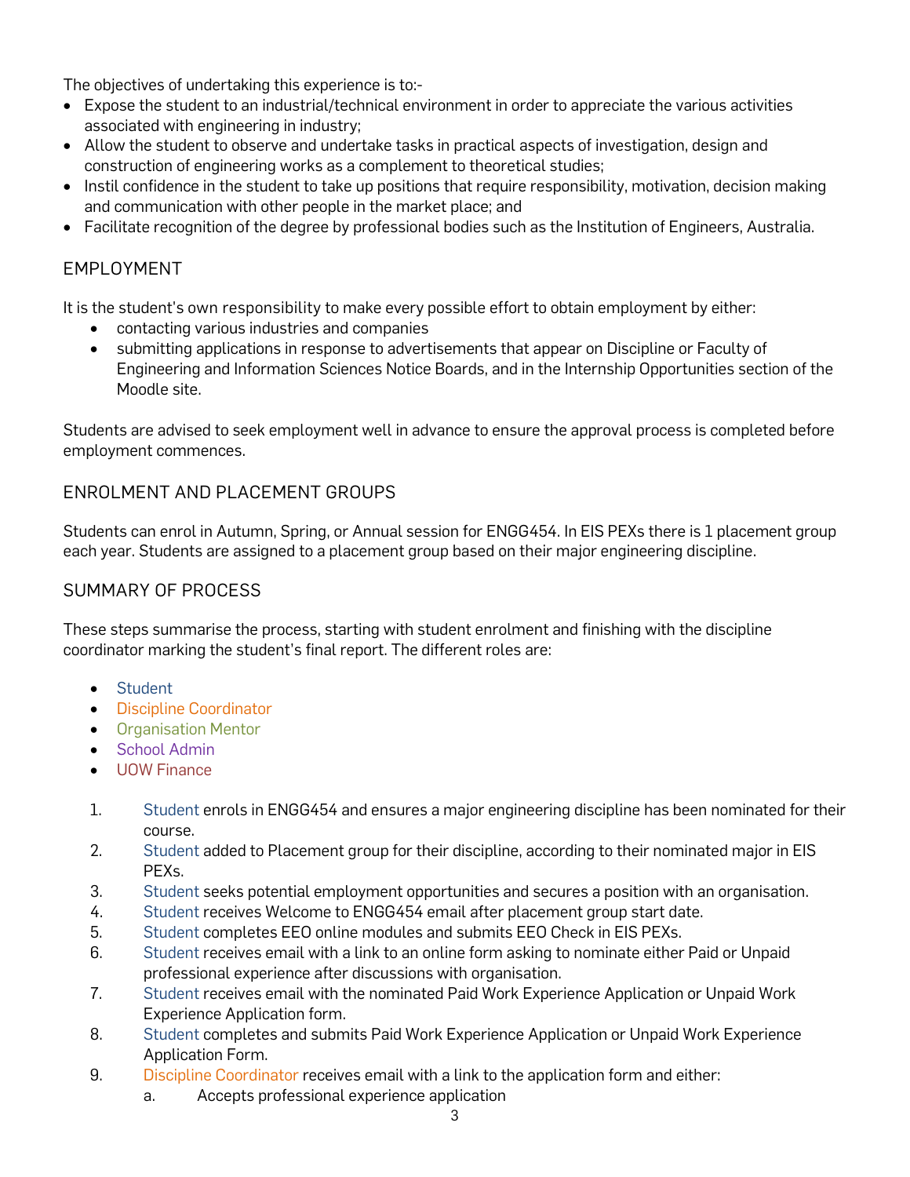The objectives of undertaking this experience is to:-

- Expose the student to an industrial/technical environment in order to appreciate the various activities associated with engineering in industry;
- Allow the student to observe and undertake tasks in practical aspects of investigation, design and construction of engineering works as a complement to theoretical studies;
- Instil confidence in the student to take up positions that require responsibility, motivation, decision making and communication with other people in the market place; and
- Facilitate recognition of the degree by professional bodies such as the Institution of Engineers, Australia.

## EMPLOYMENT

It is the student's own responsibility to make every possible effort to obtain employment by either:

- contacting various industries and companies
- submitting applications in response to advertisements that appear on Discipline or Faculty of Engineering and Information Sciences Notice Boards, and in the Internship Opportunities section of the Moodle site.

Students are advised to seek employment well in advance to ensure the approval process is completed before employment commences.

## ENROLMENT AND PLACEMENT GROUPS

Students can enrol in Autumn, Spring, or Annual session for ENGG454. In EIS PEXs there is 1 placement group each year. Students are assigned to a placement group based on their major engineering discipline.

## SUMMARY OF PROCESS

These steps summarise the process, starting with student enrolment and finishing with the discipline coordinator marking the student's final report. The different roles are:

- Student
- Discipline Coordinator
- Organisation Mentor
- School Admin
- UOW Finance

1. Student enrols in ENGG454 and ensures a major engineering discipline has been nominated for their course.
2. Student added to Placement group for their discipline, according to their nominated major in EIS PEXs.
3. Student seeks potential employment opportunities and secures a position with an organisation.
4. Student receives Welcome to ENGG454 email after placement group start date.
5. Student completes EEO online modules and submits EEO Check in EIS PEXs.
6. Student receives email with a link to an online form asking to nominate either Paid or Unpaid professional experience after discussions with organisation.
7. Student receives email with the nominated Paid Work Experience Application or Unpaid Work Experience Application form.
8. Student completes and submits Paid Work Experience Application or Unpaid Work Experience Application Form.
9. Discipline Coordinator receives email with a link to the application form and either:
   a. Accepts professional experience application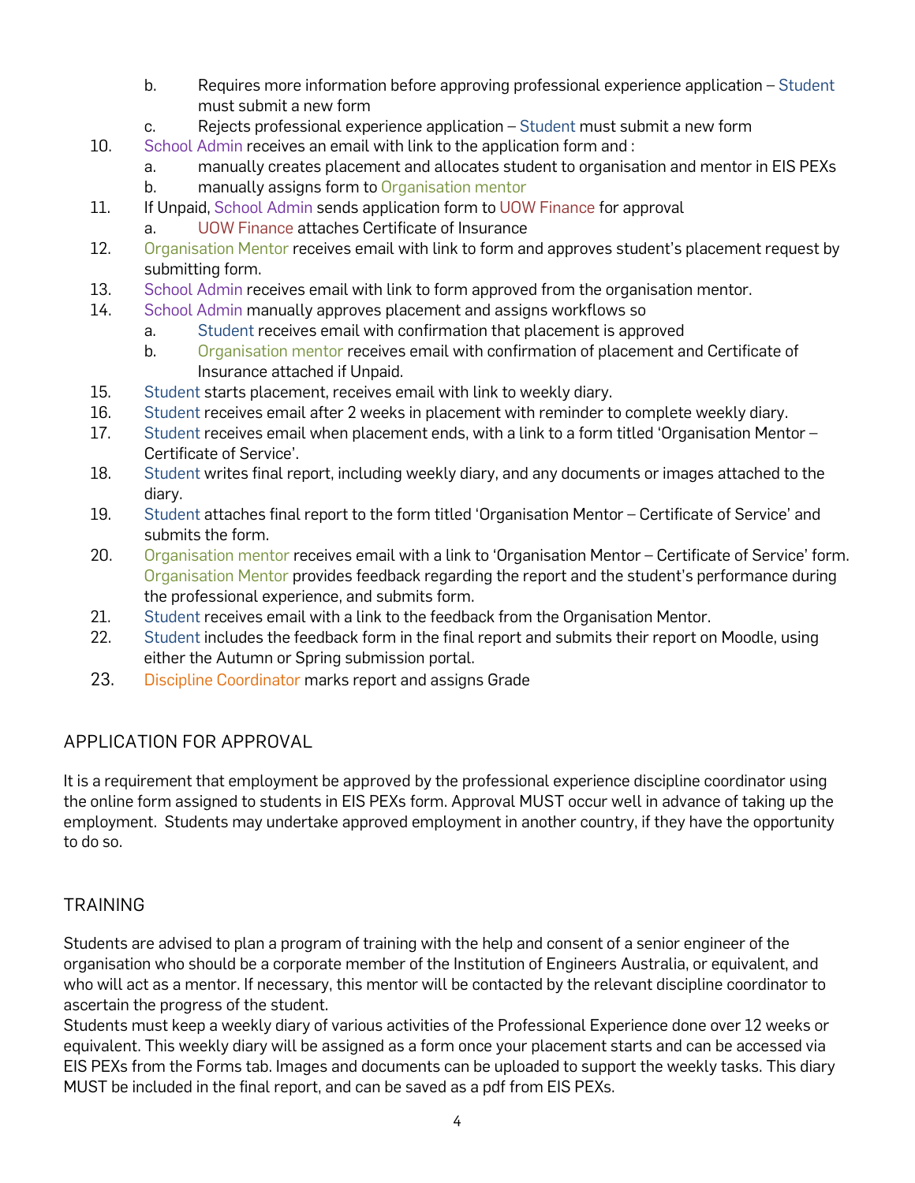b. Requires more information before approving professional experience application – Student must submit a new form
   c. Rejects professional experience application – Student must submit a new form
10. School Admin receives an email with link to the application form and :
    a. manually creates placement and allocates student to organisation and mentor in EIS PEXs
    b. manually assigns form to Organisation mentor
11. If Unpaid, School Admin sends application form to UOW Finance for approval
    a. UOW Finance attaches Certificate of Insurance
12. Organisation Mentor receives email with link to form and approves student's placement request by submitting form.
13. School Admin receives email with link to form approved from the organisation mentor.
14. School Admin manually approves placement and assigns workflows so
    a. Student receives email with confirmation that placement is approved
    b. Organisation mentor receives email with confirmation of placement and Certificate of Insurance attached if Unpaid.
15. Student starts placement, receives email with link to weekly diary.
16. Student receives email after 2 weeks in placement with reminder to complete weekly diary.
17. Student receives email when placement ends, with a link to a form titled 'Organisation Mentor – Certificate of Service'.
18. Student writes final report, including weekly diary, and any documents or images attached to the diary.
19. Student attaches final report to the form titled 'Organisation Mentor – Certificate of Service' and submits the form.
20. Organisation mentor receives email with a link to 'Organisation Mentor – Certificate of Service' form. Organisation Mentor provides feedback regarding the report and the student's performance during the professional experience, and submits form.
21. Student receives email with a link to the feedback from the Organisation Mentor.
22. Student includes the feedback form in the final report and submits their report on Moodle, using either the Autumn or Spring submission portal.
23. Discipline Coordinator marks report and assigns Grade

## APPLICATION FOR APPROVAL

It is a requirement that employment be approved by the professional experience discipline coordinator using the online form assigned to students in EIS PEXs form. Approval MUST occur well in advance of taking up the employment. Students may undertake approved employment in another country, if they have the opportunity to do so.

## TRAINING

Students are advised to plan a program of training with the help and consent of a senior engineer of the organisation who should be a corporate member of the Institution of Engineers Australia, or equivalent, and who will act as a mentor. If necessary, this mentor will be contacted by the relevant discipline coordinator to ascertain the progress of the student.

Students must keep a weekly diary of various activities of the Professional Experience done over 12 weeks or equivalent. This weekly diary will be assigned as a form once your placement starts and can be accessed via EIS PEXs from the Forms tab. Images and documents can be uploaded to support the weekly tasks. This diary MUST be included in the final report, and can be saved as a pdf from EIS PEXs.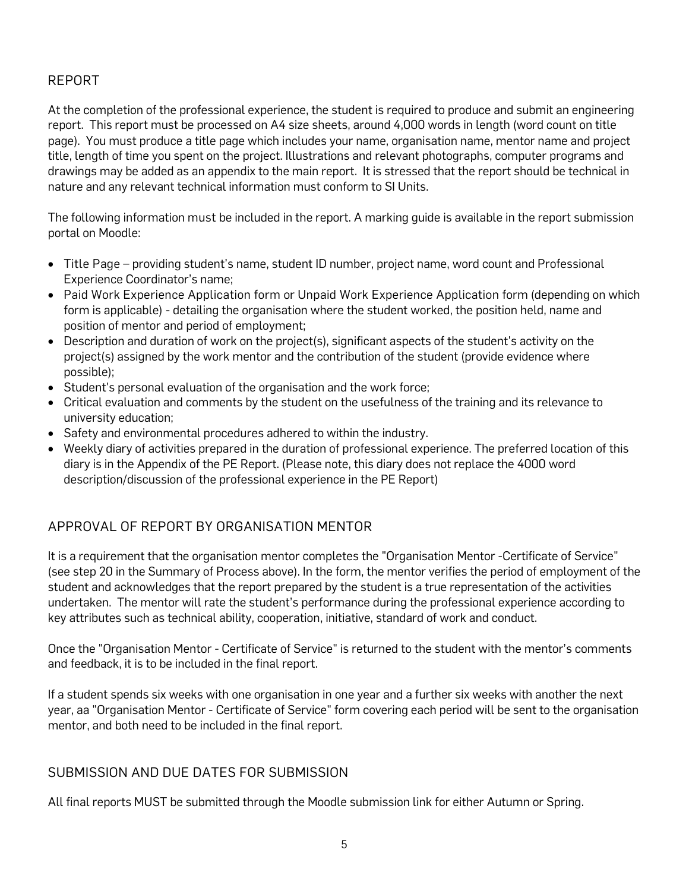## REPORT

At the completion of the professional experience, the student is required to produce and submit an engineering report. This report must be processed on A4 size sheets, around 4,000 words in length (word count on title page). You must produce a title page which includes your name, organisation name, mentor name and project title, length of time you spent on the project. Illustrations and relevant photographs, computer programs and drawings may be added as an appendix to the main report. It is stressed that the report should be technical in nature and any relevant technical information must conform to SI Units.

The following information must be included in the report. A marking guide is available in the report submission portal on Moodle:

- Title Page – providing student's name, student ID number, project name, word count and Professional Experience Coordinator's name;
- Paid Work Experience Application form or Unpaid Work Experience Application form (depending on which form is applicable) - detailing the organisation where the student worked, the position held, name and position of mentor and period of employment;
- Description and duration of work on the project(s), significant aspects of the student's activity on the project(s) assigned by the work mentor and the contribution of the student (provide evidence where possible);
- Student's personal evaluation of the organisation and the work force;
- Critical evaluation and comments by the student on the usefulness of the training and its relevance to university education;
- Safety and environmental procedures adhered to within the industry.
- Weekly diary of activities prepared in the duration of professional experience. The preferred location of this diary is in the Appendix of the PE Report. (Please note, this diary does not replace the 4000 word description/discussion of the professional experience in the PE Report)

## APPROVAL OF REPORT BY ORGANISATION MENTOR

It is a requirement that the organisation mentor completes the "Organisation Mentor -Certificate of Service" (see step 20 in the Summary of Process above). In the form, the mentor verifies the period of employment of the student and acknowledges that the report prepared by the student is a true representation of the activities undertaken. The mentor will rate the student's performance during the professional experience according to key attributes such as technical ability, cooperation, initiative, standard of work and conduct.

Once the "Organisation Mentor - Certificate of Service" is returned to the student with the mentor's comments and feedback, it is to be included in the final report.

If a student spends six weeks with one organisation in one year and a further six weeks with another the next year, aa "Organisation Mentor - Certificate of Service" form covering each period will be sent to the organisation mentor, and both need to be included in the final report.

## SUBMISSION AND DUE DATES FOR SUBMISSION

All final reports MUST be submitted through the Moodle submission link for either Autumn or Spring.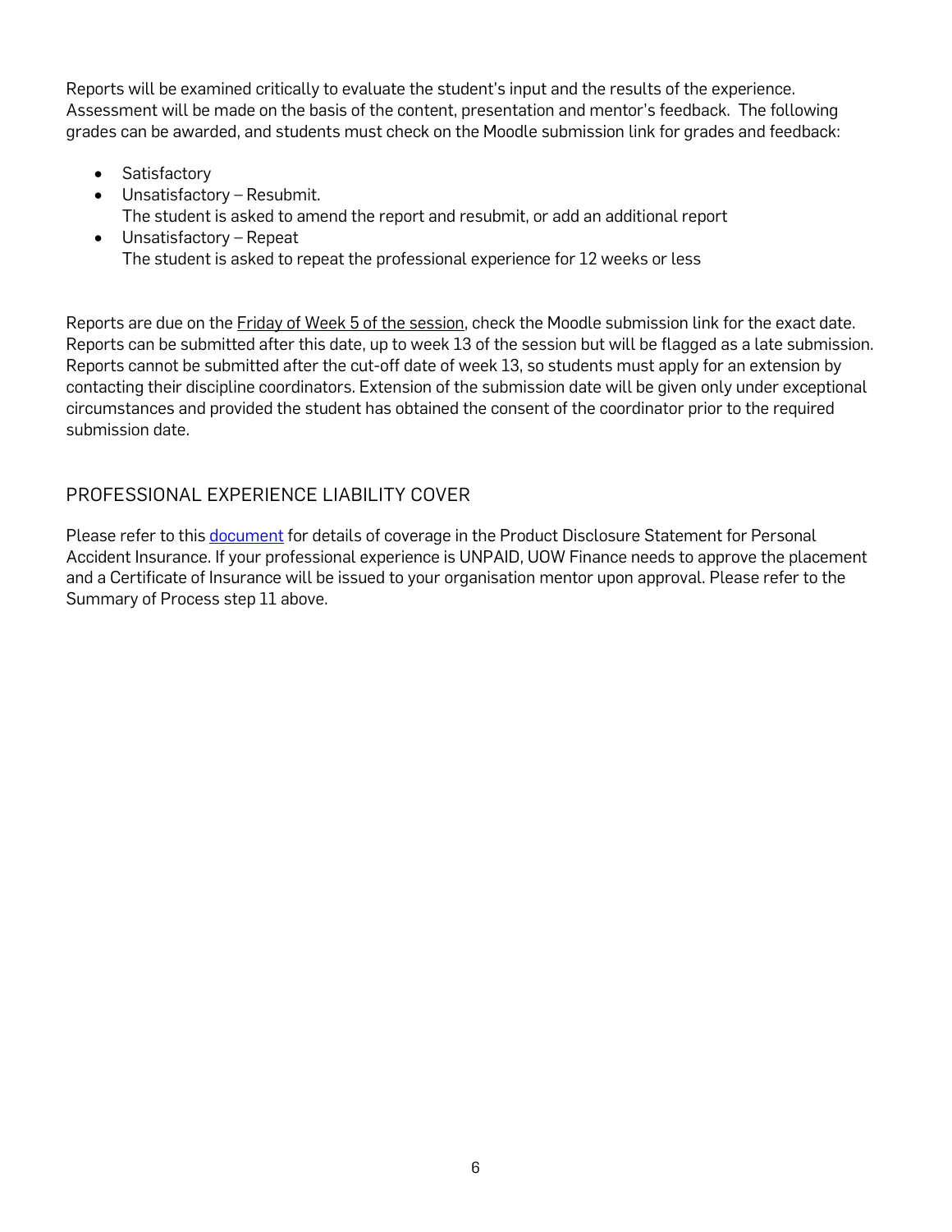Reports will be examined critically to evaluate the student's input and the results of the experience. Assessment will be made on the basis of the content, presentation and mentor's feedback. The following grades can be awarded, and students must check on the Moodle submission link for grades and feedback:

- Satisfactory
- Unsatisfactory – Resubmit.
  The student is asked to amend the report and resubmit, or add an additional report
- Unsatisfactory – Repeat
  The student is asked to repeat the professional experience for 12 weeks or less

Reports are due on the Friday of Week 5 of the session, check the Moodle submission link for the exact date. Reports can be submitted after this date, up to week 13 of the session but will be flagged as a late submission. Reports cannot be submitted after the cut-off date of week 13, so students must apply for an extension by contacting their discipline coordinators. Extension of the submission date will be given only under exceptional circumstances and provided the student has obtained the consent of the coordinator prior to the required submission date.

## PROFESSIONAL EXPERIENCE LIABILITY COVER

Please refer to this document for details of coverage in the Product Disclosure Statement for Personal Accident Insurance. If your professional experience is UNPAID, UOW Finance needs to approve the placement and a Certificate of Insurance will be issued to your organisation mentor upon approval. Please refer to the Summary of Process step 11 above.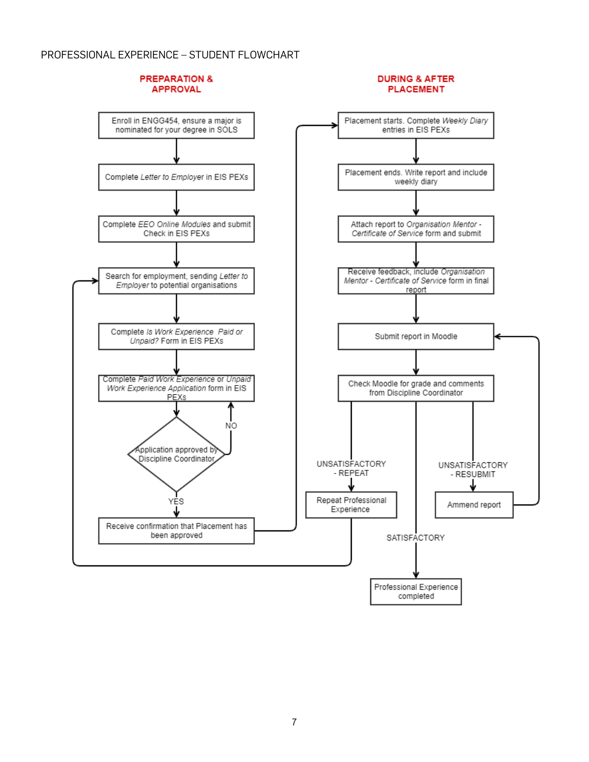PROFESSIONAL EXPERIENCE – STUDENT FLOWCHART

**PREPARATION & APPROVAL**

Enroll in ENGG454, ensure a major is nominated for your degree in SOLS

Complete *Letter to Employer* in EIS PEXs

Complete *EEO Online Modules* and submit Check in EIS PEXs

Search for employment, sending *Letter to Employer* to potential organisations

Complete *Is Work Experience Paid or Unpaid?* Form in EIS PEXs

Complete *Paid Work Experience* or *Unpaid Work Experience Application* form in EIS PEXs

Application approved by Discipline Coordinator

NO

YES

Receive confirmation that Placement has been approved

**DURING & AFTER PLACEMENT**

Placement starts. Complete *Weekly Diary* entries in EIS PEXs

Placement ends. Write report and include weekly diary

Attach report to *Organisation Mentor - Certificate of Service* form and submit

Receive feedback, include *Organisation Mentor - Certificate of Service* form in final report

Submit report in Moodle

Check Moodle for grade and comments from Discipline Coordinator

UNSATISFACTORY - REPEAT

Repeat Professional Experience

UNSATISFACTORY - RESUBMIT

Ammend report

SATISFACTORY

Professional Experience completed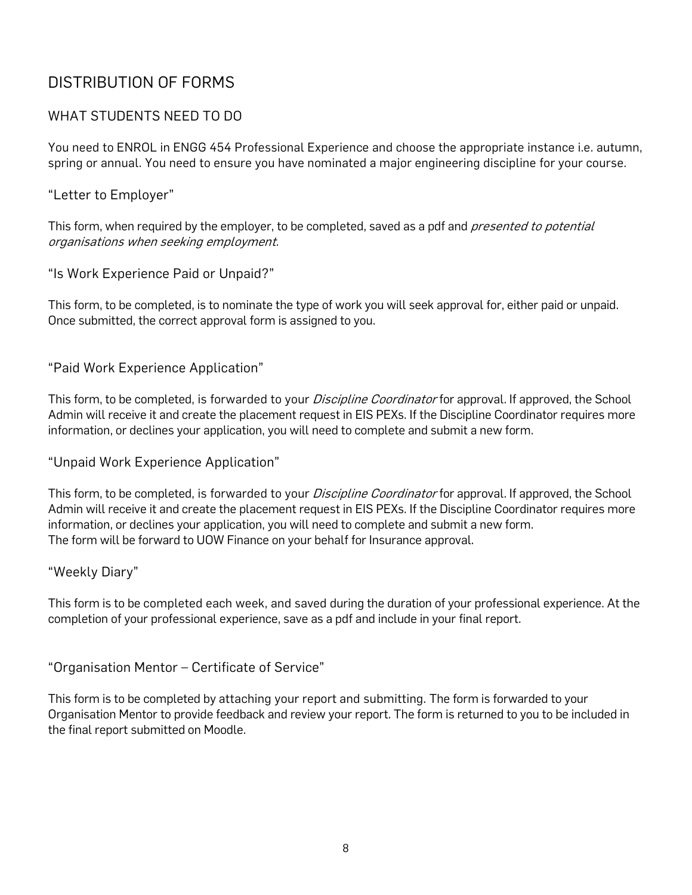## DISTRIBUTION OF FORMS

### WHAT STUDENTS NEED TO DO

You need to ENROL in ENGG 454 Professional Experience and choose the appropriate instance i.e. autumn, spring or annual. You need to ensure you have nominated a major engineering discipline for your course.

#### "Letter to Employer"

This form, when required by the employer, to be completed, saved as a pdf and *presented to potential organisations when seeking employment.*

#### "Is Work Experience Paid or Unpaid?"

This form, to be completed, is to nominate the type of work you will seek approval for, either paid or unpaid. Once submitted, the correct approval form is assigned to you.

#### "Paid Work Experience Application"

This form, to be completed, is forwarded to your *Discipline Coordinator* for approval. If approved, the School Admin will receive it and create the placement request in EIS PEXs. If the Discipline Coordinator requires more information, or declines your application, you will need to complete and submit a new form.

#### "Unpaid Work Experience Application"

This form, to be completed, is forwarded to your *Discipline Coordinator* for approval. If approved, the School Admin will receive it and create the placement request in EIS PEXs. If the Discipline Coordinator requires more information, or declines your application, you will need to complete and submit a new form.
The form will be forward to UOW Finance on your behalf for Insurance approval.

#### "Weekly Diary"

This form is to be completed each week, and saved during the duration of your professional experience. At the completion of your professional experience, save as a pdf and include in your final report.

#### "Organisation Mentor – Certificate of Service"

This form is to be completed by attaching your report and submitting. The form is forwarded to your Organisation Mentor to provide feedback and review your report. The form is returned to you to be included in the final report submitted on Moodle.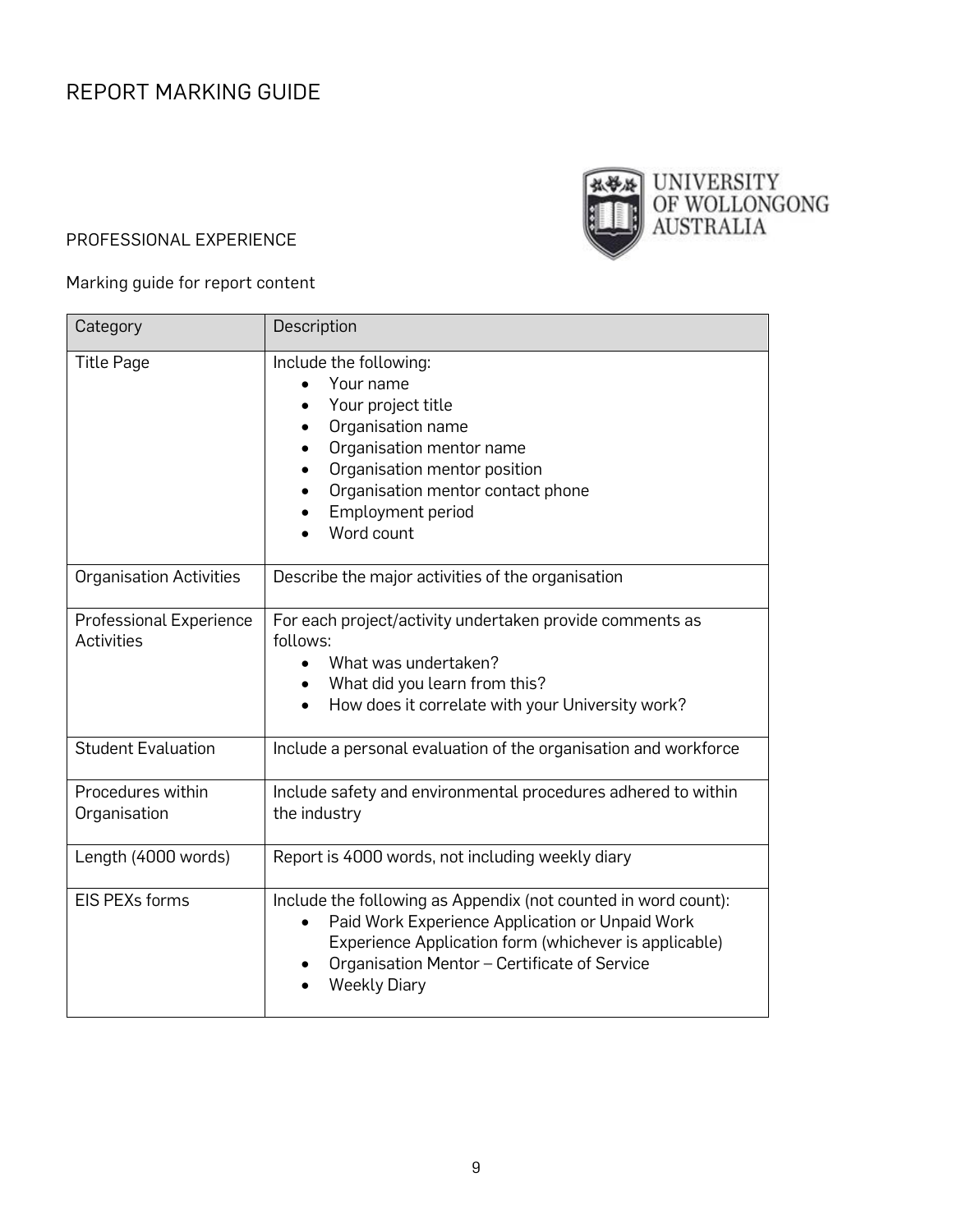# REPORT MARKING GUIDE

UNIVERSITY OF WOLLONGONG AUSTRALIA

PROFESSIONAL EXPERIENCE

Marking guide for report content

| Category | Description |
|---|---|
| Title Page | Include the following:<br>• Your name<br>• Your project title<br>• Organisation name<br>• Organisation mentor name<br>• Organisation mentor position<br>• Organisation mentor contact phone<br>• Employment period<br>• Word count |
| Organisation Activities | Describe the major activities of the organisation |
| Professional Experience Activities | For each project/activity undertaken provide comments as follows:<br>• What was undertaken?<br>• What did you learn from this?<br>• How does it correlate with your University work? |
| Student Evaluation | Include a personal evaluation of the organisation and workforce |
| Procedures within Organisation | Include safety and environmental procedures adhered to within the industry |
| Length (4000 words) | Report is 4000 words, not including weekly diary |
| EIS PEXs forms | Include the following as Appendix (not counted in word count):<br>• Paid Work Experience Application or Unpaid Work Experience Application form (whichever is applicable)<br>• Organisation Mentor – Certificate of Service<br>• Weekly Diary |